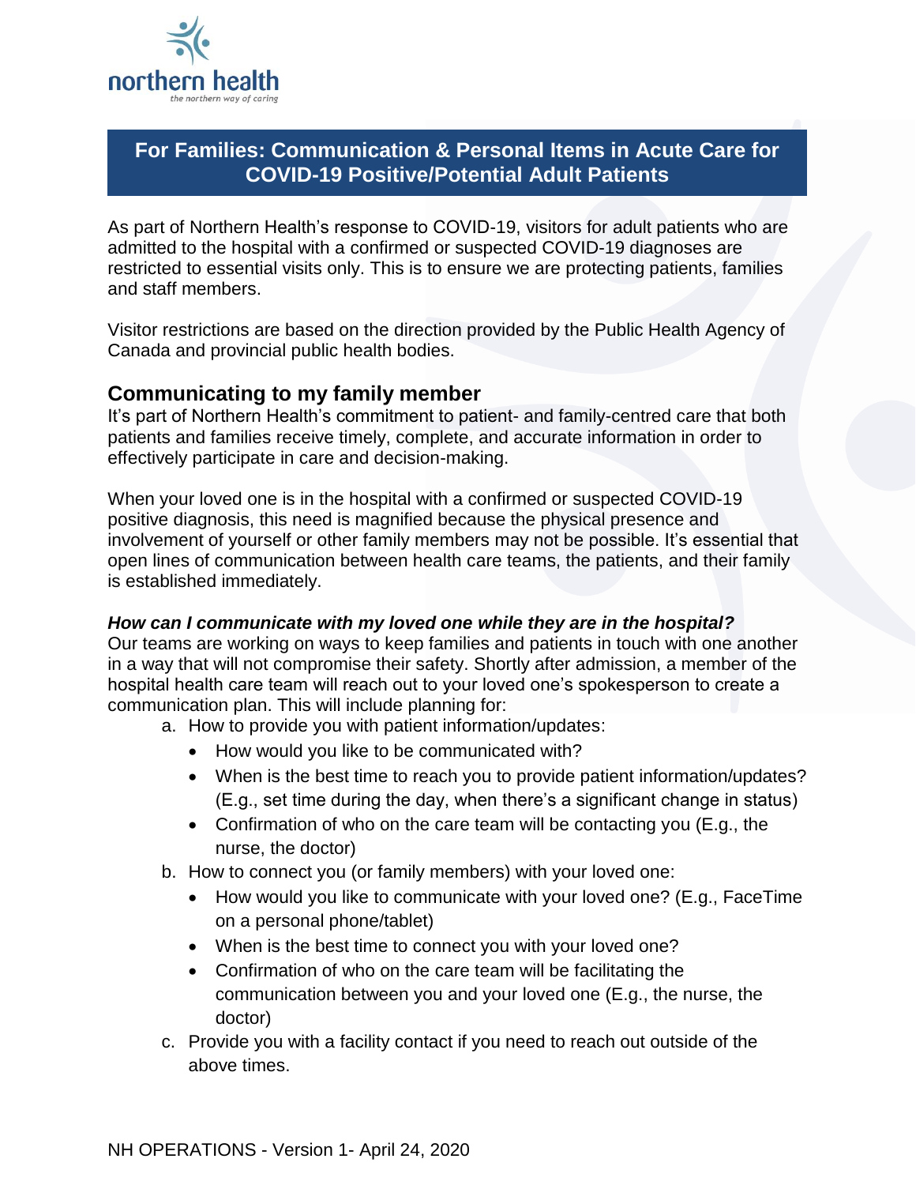# For Families: Communication & Personal Items in Acute Care for COVID-19 Positive/Potential Adult Patients

As part of Northern Health's response to COVID-19, visitors for adult patients who are admitted to the hospital with a confirmed or suspected COVID-19 diagnoses are restricted to essential visits only. This is to ensure we are protecting patients, families and staff members.

Visitor restrictions are based on the direction provided by the Public Health Agency of Canada and provincial public health bodies.

## Communicating to my family member

It's part of Northern Health's commitment to patient- and family-centred care that both patients and families receive timely, complete, and accurate information in order to effectively participate in care and decision-making.

When your loved one is in the hospital with a confirmed or suspected COVID-19 positive diagnosis, this need is magnified because the physical presence and involvement of yourself or other family members may not be possible. It's essential that open lines of communication between health care teams, the patients, and their family is established immediately.

***How can I communicate with my loved one while they are in the hospital?***

Our teams are working on ways to keep families and patients in touch with one another in a way that will not compromise their safety. Shortly after admission, a member of the hospital health care team will reach out to your loved one's spokesperson to create a communication plan. This will include planning for:

a. How to provide you with patient information/updates:
   - How would you like to be communicated with?
   - When is the best time to reach you to provide patient information/updates? (E.g., set time during the day, when there's a significant change in status)
   - Confirmation of who on the care team will be contacting you (E.g., the nurse, the doctor)

b. How to connect you (or family members) with your loved one:
   - How would you like to communicate with your loved one? (E.g., FaceTime on a personal phone/tablet)
   - When is the best time to connect you with your loved one?
   - Confirmation of who on the care team will be facilitating the communication between you and your loved one (E.g., the nurse, the doctor)

c. Provide you with a facility contact if you need to reach out outside of the above times.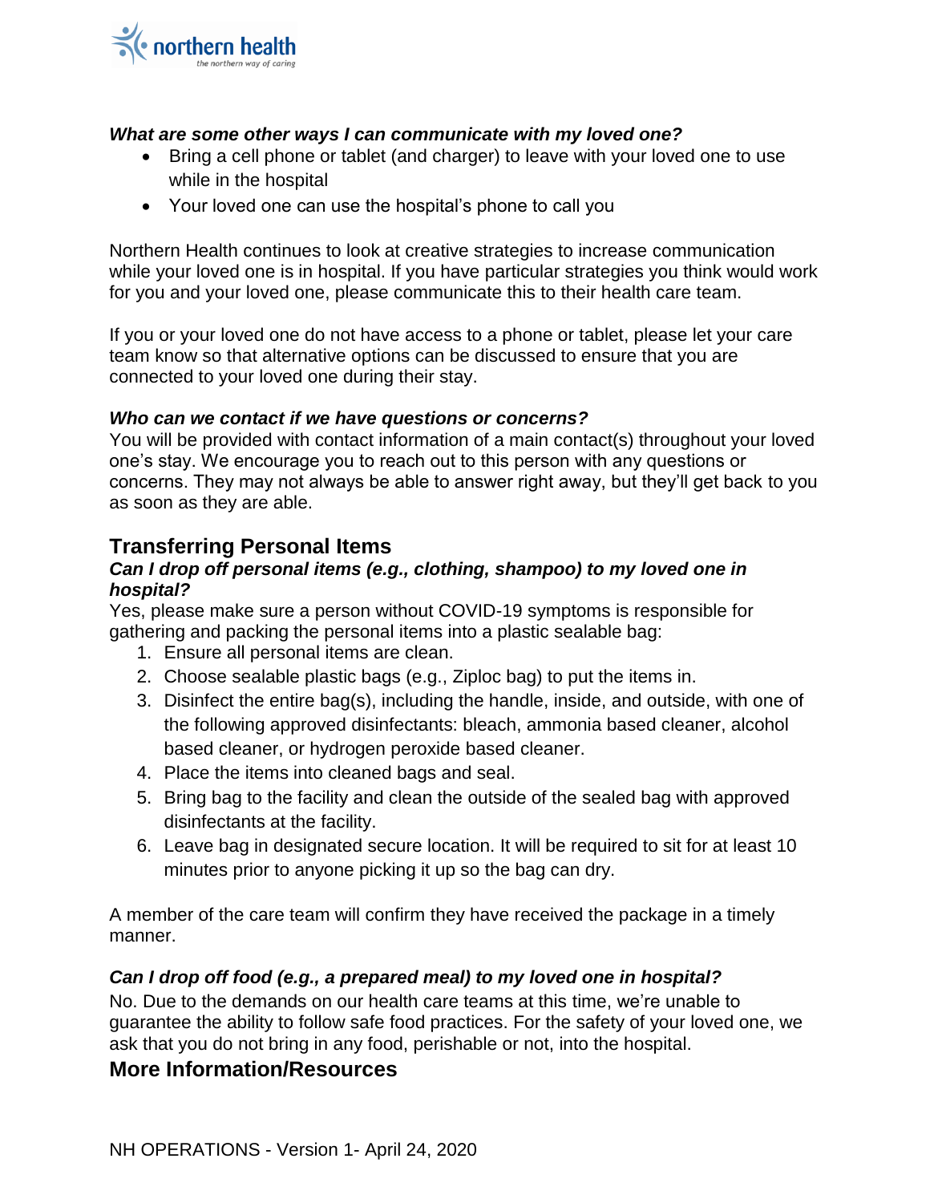***What are some other ways I can communicate with my loved one?***

- Bring a cell phone or tablet (and charger) to leave with your loved one to use while in the hospital
- Your loved one can use the hospital's phone to call you

Northern Health continues to look at creative strategies to increase communication while your loved one is in hospital. If you have particular strategies you think would work for you and your loved one, please communicate this to their health care team.

If you or your loved one do not have access to a phone or tablet, please let your care team know so that alternative options can be discussed to ensure that you are connected to your loved one during their stay.

***Who can we contact if we have questions or concerns?***

You will be provided with contact information of a main contact(s) throughout your loved one's stay. We encourage you to reach out to this person with any questions or concerns. They may not always be able to answer right away, but they'll get back to you as soon as they are able.

## Transferring Personal Items

***Can I drop off personal items (e.g., clothing, shampoo) to my loved one in hospital?***

Yes, please make sure a person without COVID-19 symptoms is responsible for gathering and packing the personal items into a plastic sealable bag:

1. Ensure all personal items are clean.
2. Choose sealable plastic bags (e.g., Ziploc bag) to put the items in.
3. Disinfect the entire bag(s), including the handle, inside, and outside, with one of the following approved disinfectants: bleach, ammonia based cleaner, alcohol based cleaner, or hydrogen peroxide based cleaner.
4. Place the items into cleaned bags and seal.
5. Bring bag to the facility and clean the outside of the sealed bag with approved disinfectants at the facility.
6. Leave bag in designated secure location. It will be required to sit for at least 10 minutes prior to anyone picking it up so the bag can dry.

A member of the care team will confirm they have received the package in a timely manner.

***Can I drop off food (e.g., a prepared meal) to my loved one in hospital?***

No. Due to the demands on our health care teams at this time, we're unable to guarantee the ability to follow safe food practices. For the safety of your loved one, we ask that you do not bring in any food, perishable or not, into the hospital.

## More Information/Resources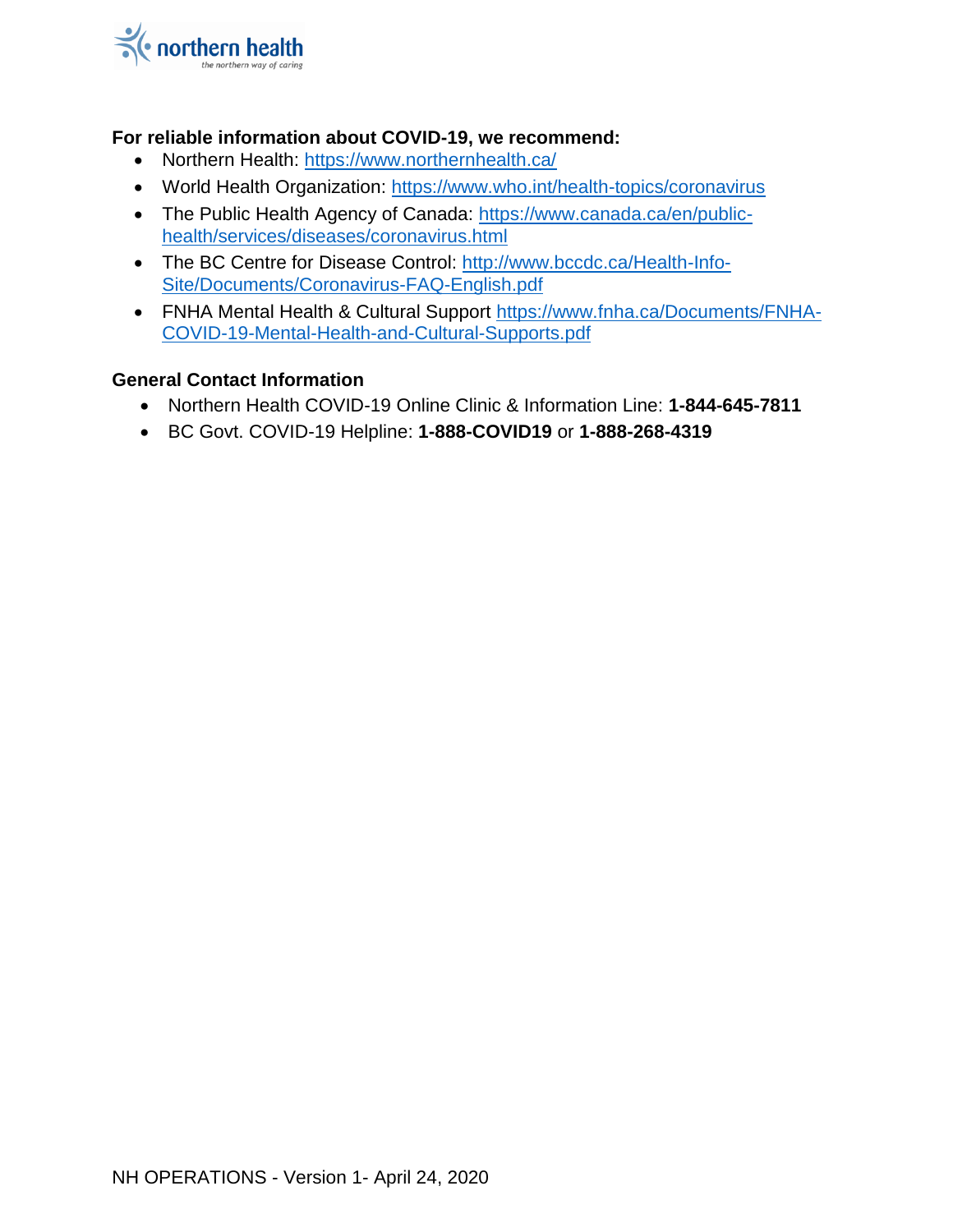**For reliable information about COVID-19, we recommend:**

- Northern Health: https://www.northernhealth.ca/
- World Health Organization: https://www.who.int/health-topics/coronavirus
- The Public Health Agency of Canada: https://www.canada.ca/en/public-health/services/diseases/coronavirus.html
- The BC Centre for Disease Control: http://www.bccdc.ca/Health-Info-Site/Documents/Coronavirus-FAQ-English.pdf
- FNHA Mental Health & Cultural Support https://www.fnha.ca/Documents/FNHA-COVID-19-Mental-Health-and-Cultural-Supports.pdf

**General Contact Information**

- Northern Health COVID-19 Online Clinic & Information Line: **1-844-645-7811**
- BC Govt. COVID-19 Helpline: **1-888-COVID19** or **1-888-268-4319**

NH OPERATIONS - Version 1- April 24, 2020